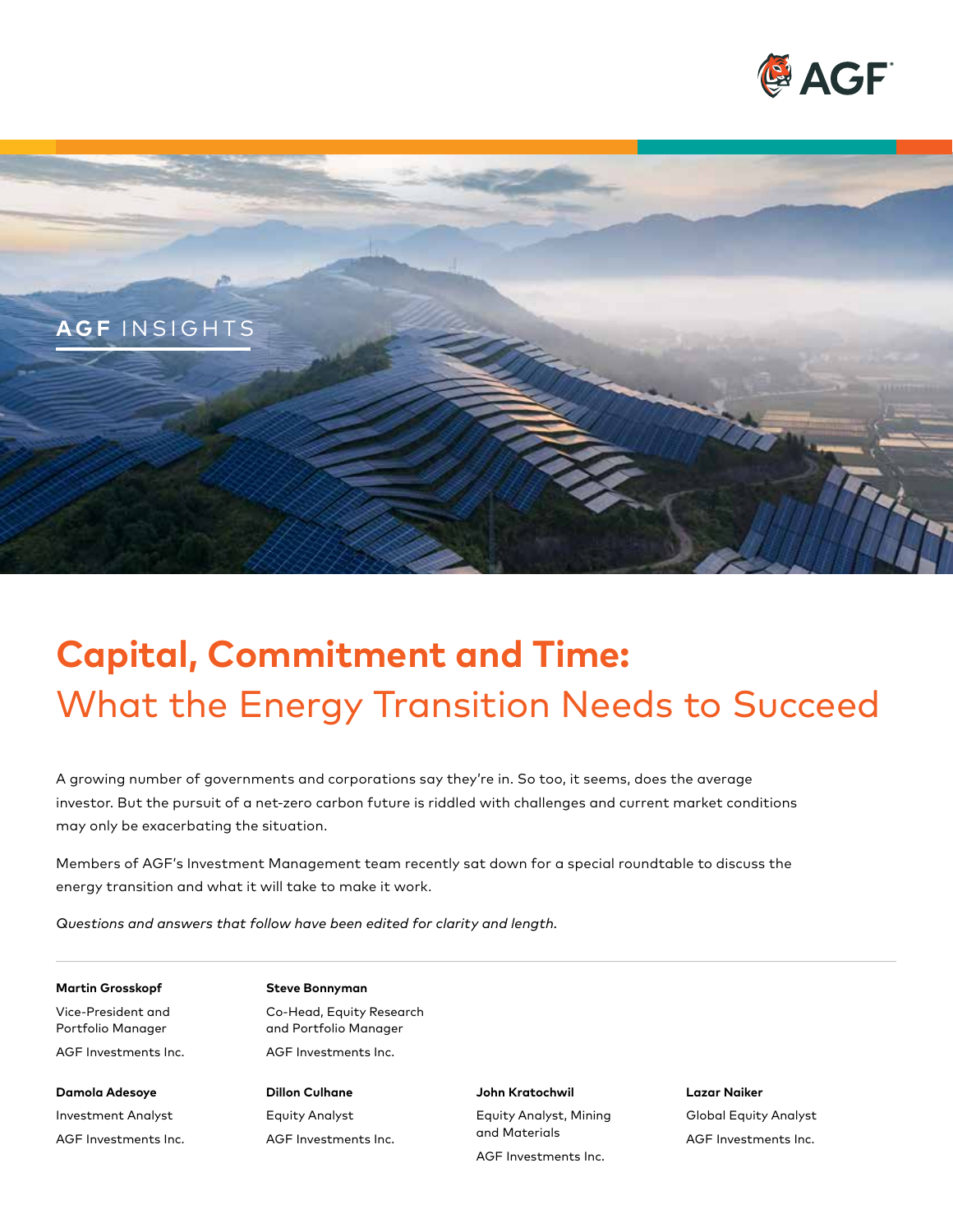AGF INSIGHTS

# Capital, Commitment and Time: What the Energy Transition Needs to Succeed

A growing number of governments and corporations say they're in. So too, it seems, does the average investor. But the pursuit of a net-zero carbon future is riddled with challenges and current market conditions may only be exacerbating the situation.

Members of AGF's Investment Management team recently sat down for a special roundtable to discuss the energy transition and what it will take to make it work.

*Questions and answers that follow have been edited for clarity and length.*

---

**Martin Grosskopf**
Vice-President and Portfolio Manager
AGF Investments Inc.

**Steve Bonnyman**
Co-Head, Equity Research and Portfolio Manager
AGF Investments Inc.

**Damola Adesoye**
Investment Analyst
AGF Investments Inc.

**Dillon Culhane**
Equity Analyst
AGF Investments Inc.

**John Kratochwil**
Equity Analyst, Mining and Materials
AGF Investments Inc.

**Lazar Naiker**
Global Equity Analyst
AGF Investments Inc.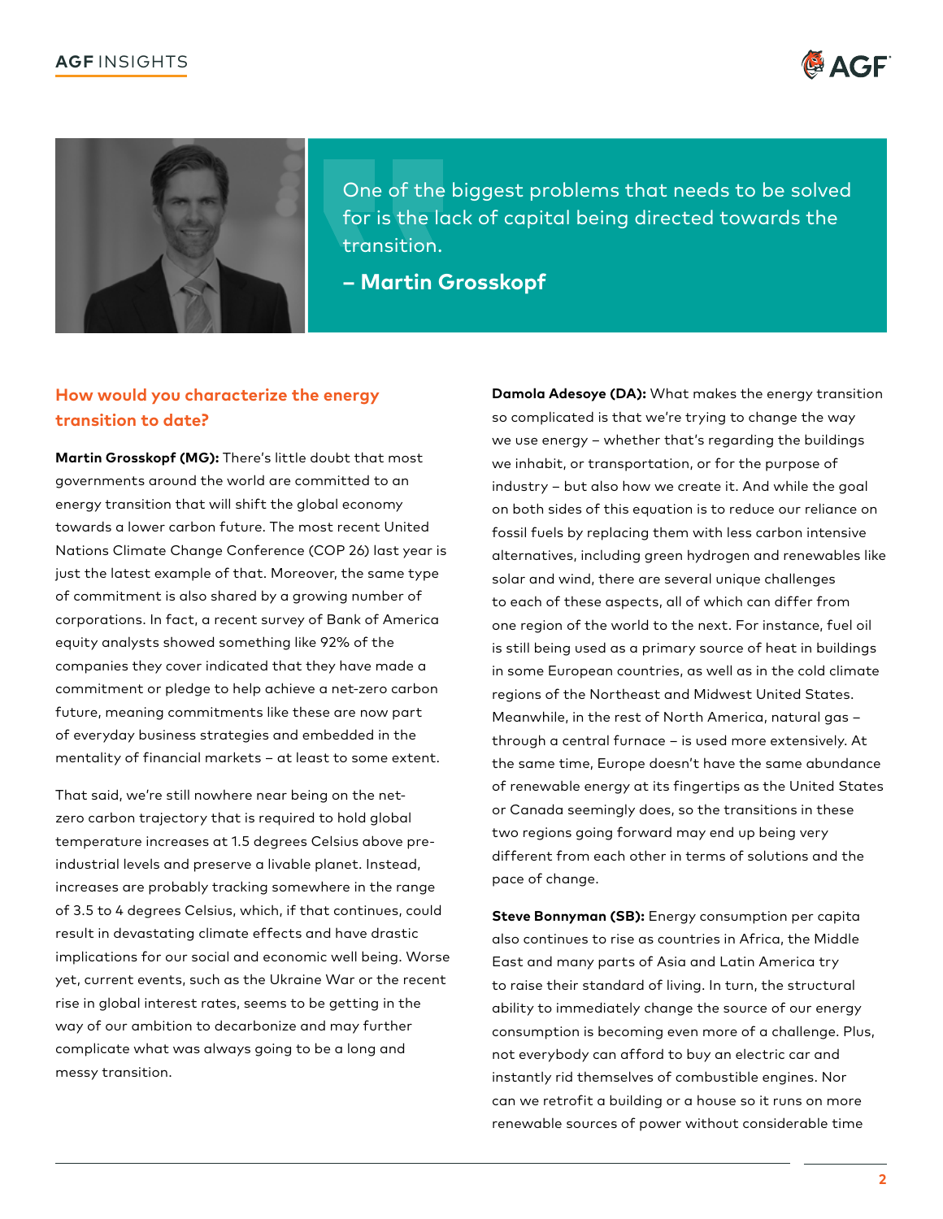> One of the biggest problems that needs to be solved for is the lack of capital being directed towards the transition.
>
> **– Martin Grosskopf**

## How would you characterize the energy transition to date?

**Martin Grosskopf (MG):** There's little doubt that most governments around the world are committed to an energy transition that will shift the global economy towards a lower carbon future. The most recent United Nations Climate Change Conference (COP 26) last year is just the latest example of that. Moreover, the same type of commitment is also shared by a growing number of corporations. In fact, a recent survey of Bank of America equity analysts showed something like 92% of the companies they cover indicated that they have made a commitment or pledge to help achieve a net-zero carbon future, meaning commitments like these are now part of everyday business strategies and embedded in the mentality of financial markets – at least to some extent.

That said, we're still nowhere near being on the net-zero carbon trajectory that is required to hold global temperature increases at 1.5 degrees Celsius above pre-industrial levels and preserve a livable planet. Instead, increases are probably tracking somewhere in the range of 3.5 to 4 degrees Celsius, which, if that continues, could result in devastating climate effects and have drastic implications for our social and economic well being. Worse yet, current events, such as the Ukraine War or the recent rise in global interest rates, seems to be getting in the way of our ambition to decarbonize and may further complicate what was always going to be a long and messy transition.

**Damola Adesoye (DA):** What makes the energy transition so complicated is that we're trying to change the way we use energy – whether that's regarding the buildings we inhabit, or transportation, or for the purpose of industry – but also how we create it. And while the goal on both sides of this equation is to reduce our reliance on fossil fuels by replacing them with less carbon intensive alternatives, including green hydrogen and renewables like solar and wind, there are several unique challenges to each of these aspects, all of which can differ from one region of the world to the next. For instance, fuel oil is still being used as a primary source of heat in buildings in some European countries, as well as in the cold climate regions of the Northeast and Midwest United States. Meanwhile, in the rest of North America, natural gas – through a central furnace – is used more extensively. At the same time, Europe doesn't have the same abundance of renewable energy at its fingertips as the United States or Canada seemingly does, so the transitions in these two regions going forward may end up being very different from each other in terms of solutions and the pace of change.

**Steve Bonnyman (SB):** Energy consumption per capita also continues to rise as countries in Africa, the Middle East and many parts of Asia and Latin America try to raise their standard of living. In turn, the structural ability to immediately change the source of our energy consumption is becoming even more of a challenge. Plus, not everybody can afford to buy an electric car and instantly rid themselves of combustible engines. Nor can we retrofit a building or a house so it runs on more renewable sources of power without considerable time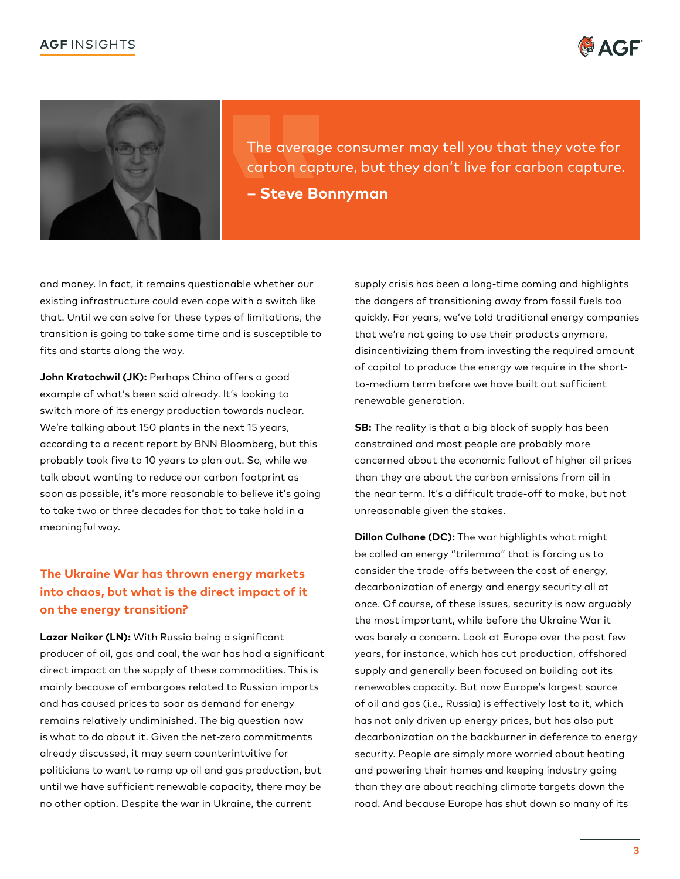> The average consumer may tell you that they vote for carbon capture, but they don't live for carbon capture.
>
> **– Steve Bonnyman**

and money. In fact, it remains questionable whether our existing infrastructure could even cope with a switch like that. Until we can solve for these types of limitations, the transition is going to take some time and is susceptible to fits and starts along the way.

**John Kratochwil (JK):** Perhaps China offers a good example of what's been said already. It's looking to switch more of its energy production towards nuclear. We're talking about 150 plants in the next 15 years, according to a recent report by BNN Bloomberg, but this probably took five to 10 years to plan out. So, while we talk about wanting to reduce our carbon footprint as soon as possible, it's more reasonable to believe it's going to take two or three decades for that to take hold in a meaningful way.

### The Ukraine War has thrown energy markets into chaos, but what is the direct impact of it on the energy transition?

**Lazar Naiker (LN):** With Russia being a significant producer of oil, gas and coal, the war has had a significant direct impact on the supply of these commodities. This is mainly because of embargoes related to Russian imports and has caused prices to soar as demand for energy remains relatively undiminished. The big question now is what to do about it. Given the net-zero commitments already discussed, it may seem counterintuitive for politicians to want to ramp up oil and gas production, but until we have sufficient renewable capacity, there may be no other option. Despite the war in Ukraine, the current supply crisis has been a long-time coming and highlights the dangers of transitioning away from fossil fuels too quickly. For years, we've told traditional energy companies that we're not going to use their products anymore, disincentivizing them from investing the required amount of capital to produce the energy we require in the short-to-medium term before we have built out sufficient renewable generation.

**SB:** The reality is that a big block of supply has been constrained and most people are probably more concerned about the economic fallout of higher oil prices than they are about the carbon emissions from oil in the near term. It's a difficult trade-off to make, but not unreasonable given the stakes.

**Dillon Culhane (DC):** The war highlights what might be called an energy "trilemma" that is forcing us to consider the trade-offs between the cost of energy, decarbonization of energy and energy security all at once. Of course, of these issues, security is now arguably the most important, while before the Ukraine War it was barely a concern. Look at Europe over the past few years, for instance, which has cut production, offshored supply and generally been focused on building out its renewables capacity. But now Europe's largest source of oil and gas (i.e., Russia) is effectively lost to it, which has not only driven up energy prices, but has also put decarbonization on the backburner in deference to energy security. People are simply more worried about heating and powering their homes and keeping industry going than they are about reaching climate targets down the road. And because Europe has shut down so many of its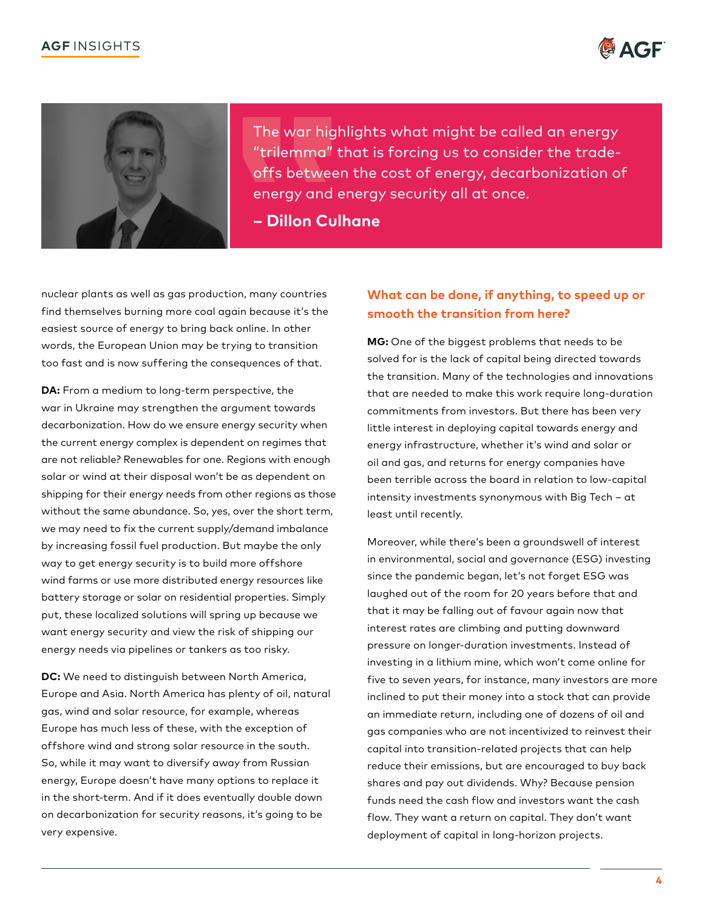> The war highlights what might be called an energy "trilemma" that is forcing us to consider the trade-offs between the cost of energy, decarbonization of energy and energy security all at once.
>
> **– Dillon Culhane**

nuclear plants as well as gas production, many countries find themselves burning more coal again because it's the easiest source of energy to bring back online. In other words, the European Union may be trying to transition too fast and is now suffering the consequences of that.

**DA:** From a medium to long-term perspective, the war in Ukraine may strengthen the argument towards decarbonization. How do we ensure energy security when the current energy complex is dependent on regimes that are not reliable? Renewables for one. Regions with enough solar or wind at their disposal won't be as dependent on shipping for their energy needs from other regions as those without the same abundance. So, yes, over the short term, we may need to fix the current supply/demand imbalance by increasing fossil fuel production. But maybe the only way to get energy security is to build more offshore wind farms or use more distributed energy resources like battery storage or solar on residential properties. Simply put, these localized solutions will spring up because we want energy security and view the risk of shipping our energy needs via pipelines or tankers as too risky.

**DC:** We need to distinguish between North America, Europe and Asia. North America has plenty of oil, natural gas, wind and solar resource, for example, whereas Europe has much less of these, with the exception of offshore wind and strong solar resource in the south. So, while it may want to diversify away from Russian energy, Europe doesn't have many options to replace it in the short-term. And if it does eventually double down on decarbonization for security reasons, it's going to be very expensive.

### What can be done, if anything, to speed up or smooth the transition from here?

**MG:** One of the biggest problems that needs to be solved for is the lack of capital being directed towards the transition. Many of the technologies and innovations that are needed to make this work require long-duration commitments from investors. But there has been very little interest in deploying capital towards energy and energy infrastructure, whether it's wind and solar or oil and gas, and returns for energy companies have been terrible across the board in relation to low-capital intensity investments synonymous with Big Tech – at least until recently.

Moreover, while there's been a groundswell of interest in environmental, social and governance (ESG) investing since the pandemic began, let's not forget ESG was laughed out of the room for 20 years before that and that it may be falling out of favour again now that interest rates are climbing and putting downward pressure on longer-duration investments. Instead of investing in a lithium mine, which won't come online for five to seven years, for instance, many investors are more inclined to put their money into a stock that can provide an immediate return, including one of dozens of oil and gas companies who are not incentivized to reinvest their capital into transition-related projects that can help reduce their emissions, but are encouraged to buy back shares and pay out dividends. Why? Because pension funds need the cash flow and investors want the cash flow. They want a return on capital. They don't want deployment of capital in long-horizon projects.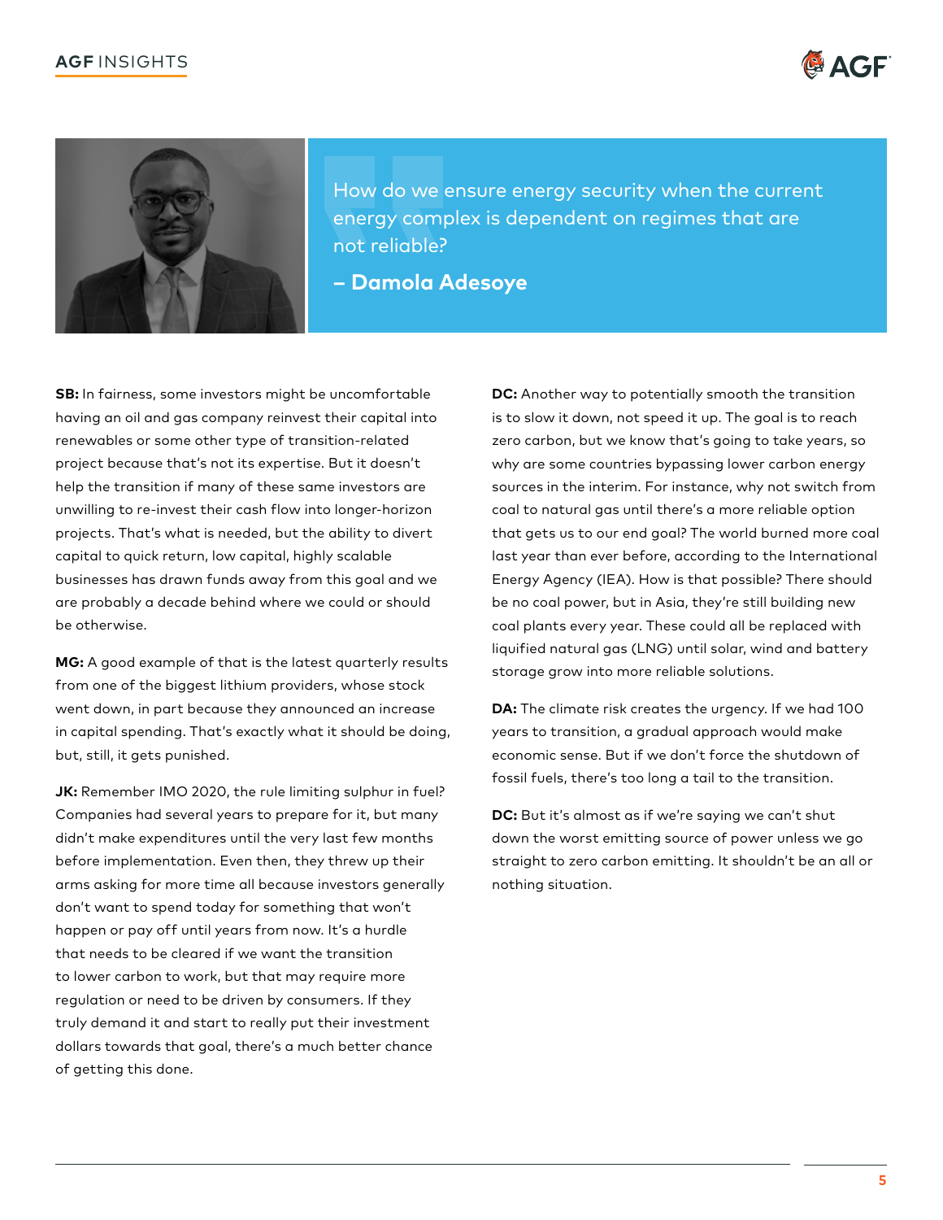> How do we ensure energy security when the current energy complex is dependent on regimes that are not reliable?
>
> **– Damola Adesoye**

**SB:** In fairness, some investors might be uncomfortable having an oil and gas company reinvest their capital into renewables or some other type of transition-related project because that's not its expertise. But it doesn't help the transition if many of these same investors are unwilling to re-invest their cash flow into longer-horizon projects. That's what is needed, but the ability to divert capital to quick return, low capital, highly scalable businesses has drawn funds away from this goal and we are probably a decade behind where we could or should be otherwise.

**MG:** A good example of that is the latest quarterly results from one of the biggest lithium providers, whose stock went down, in part because they announced an increase in capital spending. That's exactly what it should be doing, but, still, it gets punished.

**JK:** Remember IMO 2020, the rule limiting sulphur in fuel? Companies had several years to prepare for it, but many didn't make expenditures until the very last few months before implementation. Even then, they threw up their arms asking for more time all because investors generally don't want to spend today for something that won't happen or pay off until years from now. It's a hurdle that needs to be cleared if we want the transition to lower carbon to work, but that may require more regulation or need to be driven by consumers. If they truly demand it and start to really put their investment dollars towards that goal, there's a much better chance of getting this done.

**DC:** Another way to potentially smooth the transition is to slow it down, not speed it up. The goal is to reach zero carbon, but we know that's going to take years, so why are some countries bypassing lower carbon energy sources in the interim. For instance, why not switch from coal to natural gas until there's a more reliable option that gets us to our end goal? The world burned more coal last year than ever before, according to the International Energy Agency (IEA). How is that possible? There should be no coal power, but in Asia, they're still building new coal plants every year. These could all be replaced with liquified natural gas (LNG) until solar, wind and battery storage grow into more reliable solutions.

**DA:** The climate risk creates the urgency. If we had 100 years to transition, a gradual approach would make economic sense. But if we don't force the shutdown of fossil fuels, there's too long a tail to the transition.

**DC:** But it's almost as if we're saying we can't shut down the worst emitting source of power unless we go straight to zero carbon emitting. It shouldn't be an all or nothing situation.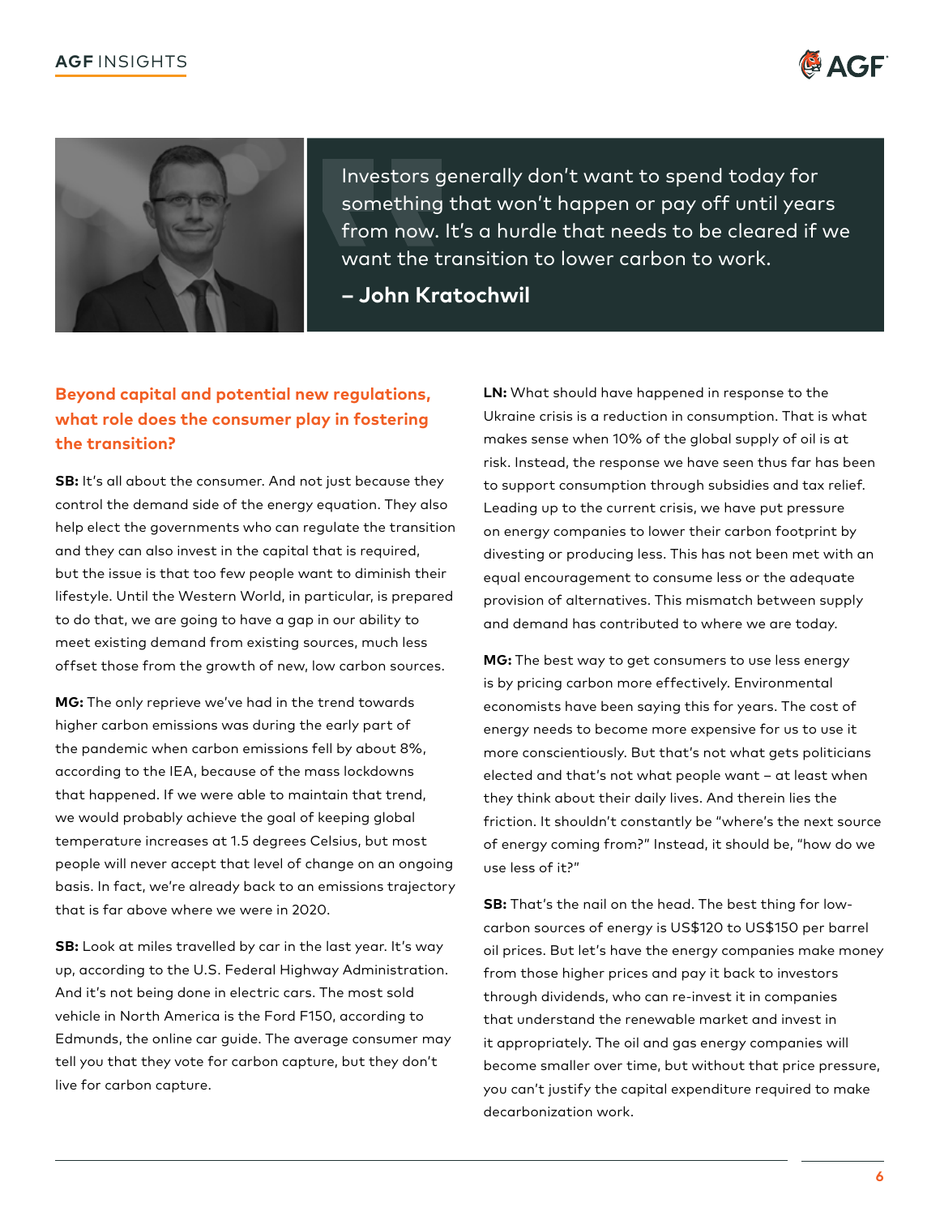> Investors generally don't want to spend today for something that won't happen or pay off until years from now. It's a hurdle that needs to be cleared if we want the transition to lower carbon to work.
>
> **– John Kratochwil**

### Beyond capital and potential new regulations, what role does the consumer play in fostering the transition?

**SB:** It's all about the consumer. And not just because they control the demand side of the energy equation. They also help elect the governments who can regulate the transition and they can also invest in the capital that is required, but the issue is that too few people want to diminish their lifestyle. Until the Western World, in particular, is prepared to do that, we are going to have a gap in our ability to meet existing demand from existing sources, much less offset those from the growth of new, low carbon sources.

**MG:** The only reprieve we've had in the trend towards higher carbon emissions was during the early part of the pandemic when carbon emissions fell by about 8%, according to the IEA, because of the mass lockdowns that happened. If we were able to maintain that trend, we would probably achieve the goal of keeping global temperature increases at 1.5 degrees Celsius, but most people will never accept that level of change on an ongoing basis. In fact, we're already back to an emissions trajectory that is far above where we were in 2020.

**SB:** Look at miles travelled by car in the last year. It's way up, according to the U.S. Federal Highway Administration. And it's not being done in electric cars. The most sold vehicle in North America is the Ford F150, according to Edmunds, the online car guide. The average consumer may tell you that they vote for carbon capture, but they don't live for carbon capture.

**LN:** What should have happened in response to the Ukraine crisis is a reduction in consumption. That is what makes sense when 10% of the global supply of oil is at risk. Instead, the response we have seen thus far has been to support consumption through subsidies and tax relief. Leading up to the current crisis, we have put pressure on energy companies to lower their carbon footprint by divesting or producing less. This has not been met with an equal encouragement to consume less or the adequate provision of alternatives. This mismatch between supply and demand has contributed to where we are today.

**MG:** The best way to get consumers to use less energy is by pricing carbon more effectively. Environmental economists have been saying this for years. The cost of energy needs to become more expensive for us to use it more conscientiously. But that's not what gets politicians elected and that's not what people want – at least when they think about their daily lives. And therein lies the friction. It shouldn't constantly be "where's the next source of energy coming from?" Instead, it should be, "how do we use less of it?"

**SB:** That's the nail on the head. The best thing for low-carbon sources of energy is US$120 to US$150 per barrel oil prices. But let's have the energy companies make money from those higher prices and pay it back to investors through dividends, who can re-invest it in companies that understand the renewable market and invest in it appropriately. The oil and gas energy companies will become smaller over time, but without that price pressure, you can't justify the capital expenditure required to make decarbonization work.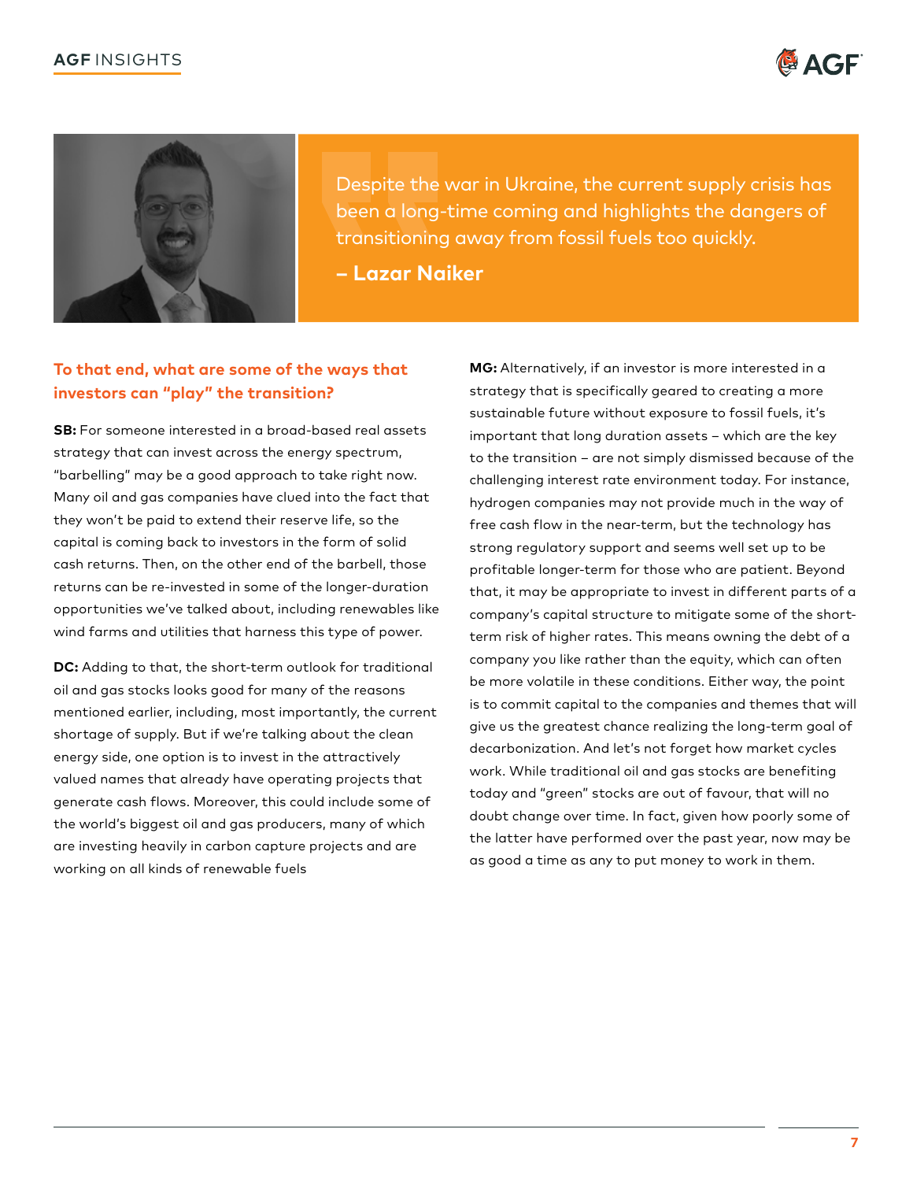> Despite the war in Ukraine, the current supply crisis has been a long-time coming and highlights the dangers of transitioning away from fossil fuels too quickly.
>
> **– Lazar Naiker**

### To that end, what are some of the ways that investors can "play" the transition?

**SB:** For someone interested in a broad-based real assets strategy that can invest across the energy spectrum, "barbelling" may be a good approach to take right now. Many oil and gas companies have clued into the fact that they won't be paid to extend their reserve life, so the capital is coming back to investors in the form of solid cash returns. Then, on the other end of the barbell, those returns can be re-invested in some of the longer-duration opportunities we've talked about, including renewables like wind farms and utilities that harness this type of power.

**DC:** Adding to that, the short-term outlook for traditional oil and gas stocks looks good for many of the reasons mentioned earlier, including, most importantly, the current shortage of supply. But if we're talking about the clean energy side, one option is to invest in the attractively valued names that already have operating projects that generate cash flows. Moreover, this could include some of the world's biggest oil and gas producers, many of which are investing heavily in carbon capture projects and are working on all kinds of renewable fuels

**MG:** Alternatively, if an investor is more interested in a strategy that is specifically geared to creating a more sustainable future without exposure to fossil fuels, it's important that long duration assets – which are the key to the transition – are not simply dismissed because of the challenging interest rate environment today. For instance, hydrogen companies may not provide much in the way of free cash flow in the near-term, but the technology has strong regulatory support and seems well set up to be profitable longer-term for those who are patient. Beyond that, it may be appropriate to invest in different parts of a company's capital structure to mitigate some of the short-term risk of higher rates. This means owning the debt of a company you like rather than the equity, which can often be more volatile in these conditions. Either way, the point is to commit capital to the companies and themes that will give us the greatest chance realizing the long-term goal of decarbonization. And let's not forget how market cycles work. While traditional oil and gas stocks are benefiting today and "green" stocks are out of favour, that will no doubt change over time. In fact, given how poorly some of the latter have performed over the past year, now may be as good a time as any to put money to work in them.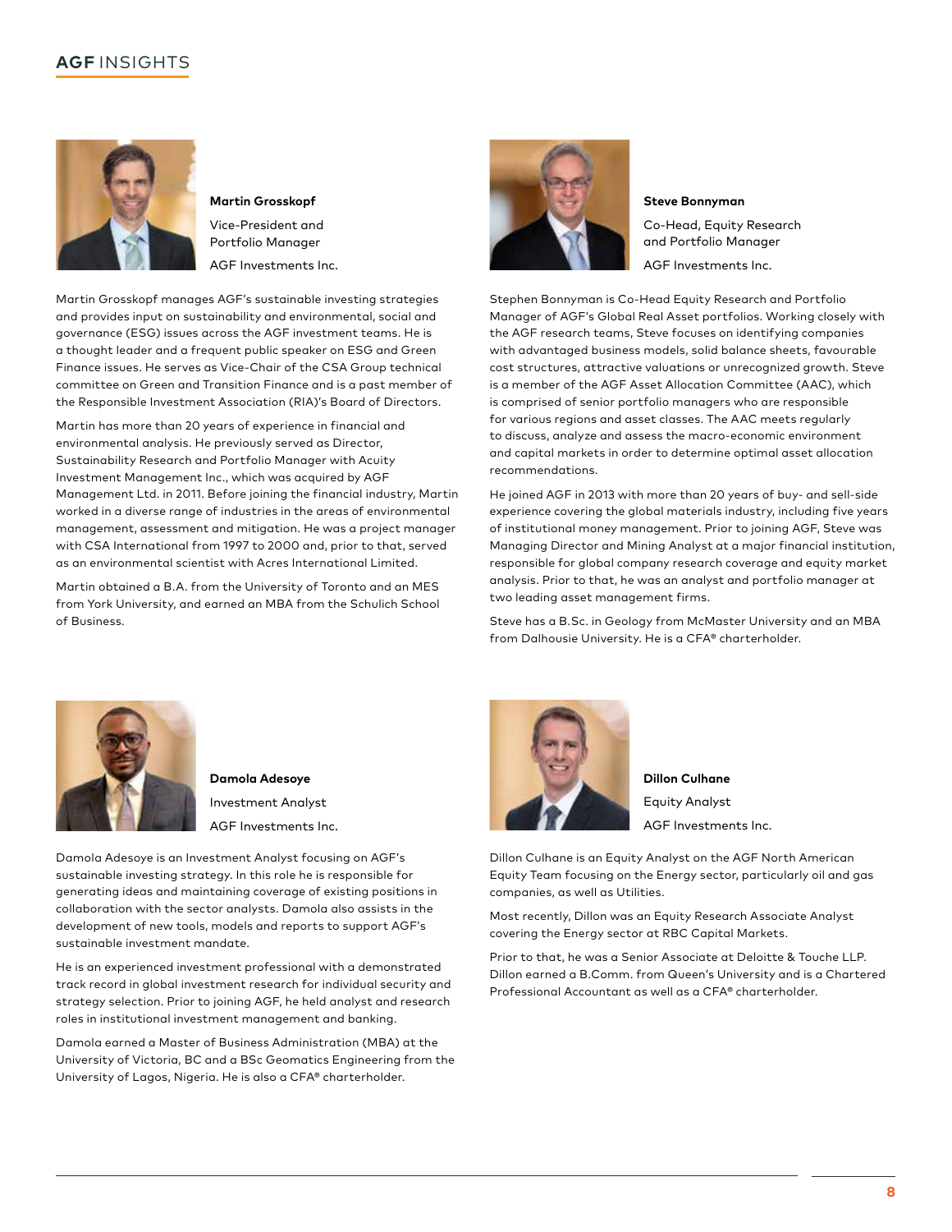**Martin Grosskopf**

Vice-President and Portfolio Manager

AGF Investments Inc.

Martin Grosskopf manages AGF's sustainable investing strategies and provides input on sustainability and environmental, social and governance (ESG) issues across the AGF investment teams. He is a thought leader and a frequent public speaker on ESG and Green Finance issues. He serves as Vice-Chair of the CSA Group technical committee on Green and Transition Finance and is a past member of the Responsible Investment Association (RIA)'s Board of Directors.

Martin has more than 20 years of experience in financial and environmental analysis. He previously served as Director, Sustainability Research and Portfolio Manager with Acuity Investment Management Inc., which was acquired by AGF Management Ltd. in 2011. Before joining the financial industry, Martin worked in a diverse range of industries in the areas of environmental management, assessment and mitigation. He was a project manager with CSA International from 1997 to 2000 and, prior to that, served as an environmental scientist with Acres International Limited.

Martin obtained a B.A. from the University of Toronto and an MES from York University, and earned an MBA from the Schulich School of Business.

**Steve Bonnyman**

Co-Head, Equity Research and Portfolio Manager

AGF Investments Inc.

Stephen Bonnyman is Co-Head Equity Research and Portfolio Manager of AGF's Global Real Asset portfolios. Working closely with the AGF research teams, Steve focuses on identifying companies with advantaged business models, solid balance sheets, favourable cost structures, attractive valuations or unrecognized growth. Steve is a member of the AGF Asset Allocation Committee (AAC), which is comprised of senior portfolio managers who are responsible for various regions and asset classes. The AAC meets regularly to discuss, analyze and assess the macro-economic environment and capital markets in order to determine optimal asset allocation recommendations.

He joined AGF in 2013 with more than 20 years of buy- and sell-side experience covering the global materials industry, including five years of institutional money management. Prior to joining AGF, Steve was Managing Director and Mining Analyst at a major financial institution, responsible for global company research coverage and equity market analysis. Prior to that, he was an analyst and portfolio manager at two leading asset management firms.

Steve has a B.Sc. in Geology from McMaster University and an MBA from Dalhousie University. He is a CFA® charterholder.

**Damola Adesoye**

Investment Analyst

AGF Investments Inc.

Damola Adesoye is an Investment Analyst focusing on AGF's sustainable investing strategy. In this role he is responsible for generating ideas and maintaining coverage of existing positions in collaboration with the sector analysts. Damola also assists in the development of new tools, models and reports to support AGF's sustainable investment mandate.

He is an experienced investment professional with a demonstrated track record in global investment research for individual security and strategy selection. Prior to joining AGF, he held analyst and research roles in institutional investment management and banking.

Damola earned a Master of Business Administration (MBA) at the University of Victoria, BC and a BSc Geomatics Engineering from the University of Lagos, Nigeria. He is also a CFA® charterholder.

**Dillon Culhane**

Equity Analyst

AGF Investments Inc.

Dillon Culhane is an Equity Analyst on the AGF North American Equity Team focusing on the Energy sector, particularly oil and gas companies, as well as Utilities.

Most recently, Dillon was an Equity Research Associate Analyst covering the Energy sector at RBC Capital Markets.

Prior to that, he was a Senior Associate at Deloitte & Touche LLP. Dillon earned a B.Comm. from Queen's University and is a Chartered Professional Accountant as well as a CFA® charterholder.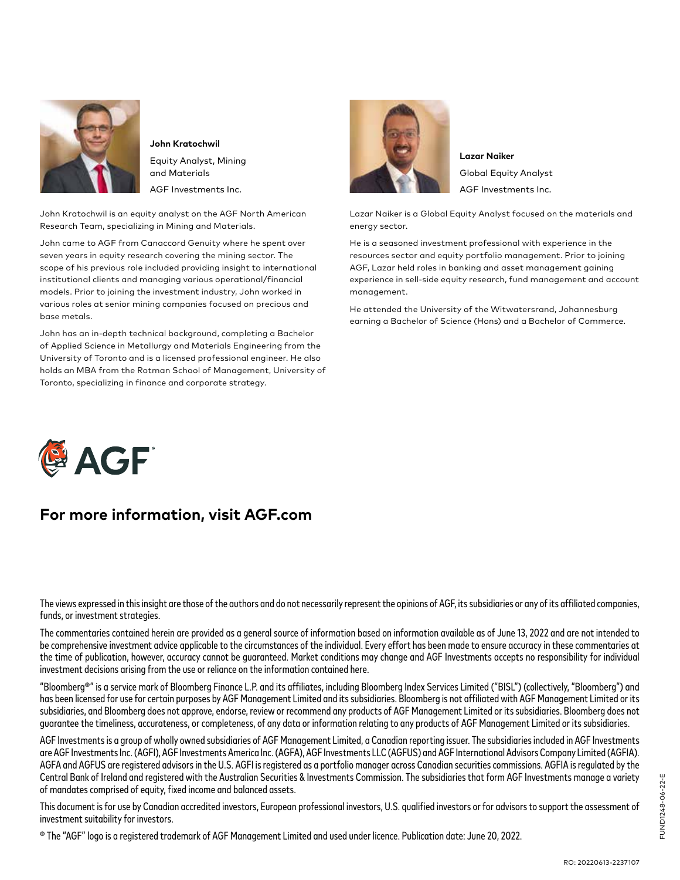**John Kratochwil**

Equity Analyst, Mining and Materials

AGF Investments Inc.

John Kratochwil is an equity analyst on the AGF North American Research Team, specializing in Mining and Materials.

John came to AGF from Canaccord Genuity where he spent over seven years in equity research covering the mining sector. The scope of his previous role included providing insight to international institutional clients and managing various operational/financial models. Prior to joining the investment industry, John worked in various roles at senior mining companies focused on precious and base metals.

John has an in-depth technical background, completing a Bachelor of Applied Science in Metallurgy and Materials Engineering from the University of Toronto and is a licensed professional engineer. He also holds an MBA from the Rotman School of Management, University of Toronto, specializing in finance and corporate strategy.

**Lazar Naiker**

Global Equity Analyst

AGF Investments Inc.

Lazar Naiker is a Global Equity Analyst focused on the materials and energy sector.

He is a seasoned investment professional with experience in the resources sector and equity portfolio management. Prior to joining AGF, Lazar held roles in banking and asset management gaining experience in sell-side equity research, fund management and account management.

He attended the University of the Witwatersrand, Johannesburg earning a Bachelor of Science (Hons) and a Bachelor of Commerce.

AGF®

## For more information, visit AGF.com

The views expressed in this insight are those of the authors and do not necessarily represent the opinions of AGF, its subsidiaries or any of its affiliated companies, funds, or investment strategies.

The commentaries contained herein are provided as a general source of information based on information available as of June 13, 2022 and are not intended to be comprehensive investment advice applicable to the circumstances of the individual. Every effort has been made to ensure accuracy in these commentaries at the time of publication, however, accuracy cannot be guaranteed. Market conditions may change and AGF Investments accepts no responsibility for individual investment decisions arising from the use or reliance on the information contained here.

"Bloomberg®" is a service mark of Bloomberg Finance L.P. and its affiliates, including Bloomberg Index Services Limited ("BISL") (collectively, "Bloomberg") and has been licensed for use for certain purposes by AGF Management Limited and its subsidiaries. Bloomberg is not affiliated with AGF Management Limited or its subsidiaries, and Bloomberg does not approve, endorse, review or recommend any products of AGF Management Limited or its subsidiaries. Bloomberg does not guarantee the timeliness, accurateness, or completeness, of any data or information relating to any products of AGF Management Limited or its subsidiaries.

AGF Investments is a group of wholly owned subsidiaries of AGF Management Limited, a Canadian reporting issuer. The subsidiaries included in AGF Investments are AGF Investments Inc. (AGFI), AGF Investments America Inc. (AGFA), AGF Investments LLC (AGFUS) and AGF International Advisors Company Limited (AGFIA). AGFA and AGFUS are registered advisors in the U.S. AGFI is registered as a portfolio manager across Canadian securities commissions. AGFIA is regulated by the Central Bank of Ireland and registered with the Australian Securities & Investments Commission. The subsidiaries that form AGF Investments manage a variety of mandates comprised of equity, fixed income and balanced assets.

This document is for use by Canadian accredited investors, European professional investors, U.S. qualified investors or for advisors to support the assessment of investment suitability for investors.

® The "AGF" logo is a registered trademark of AGF Management Limited and used under licence. Publication date: June 20, 2022.

FUND1248-06-22-E

RO: 20220613-2237107